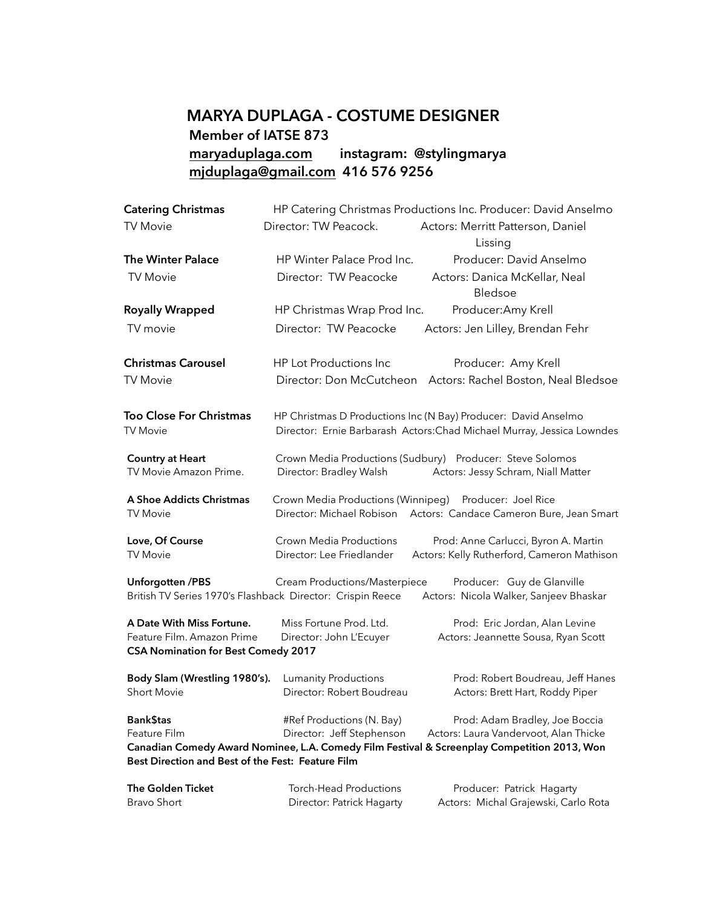# MARYA DUPLAGA - COSTUME DESIGNER

**Member of IATSE 873**

**maryaduplaga.com    instagram: @stylingmarya**

**mjduplaga@gmail.com 416 576 9256**

**Catering Christmas** — HP Catering Christmas Productions Inc. Producer: David Anselmo
TV Movie — Director: TW Peacock. — Actors: Merritt Patterson, Daniel Lissing

**The Winter Palace** — HP Winter Palace Prod Inc. — Producer: David Anselmo
TV Movie — Director: TW Peacocke — Actors: Danica McKellar, Neal Bledsoe

**Royally Wrapped** — HP Christmas Wrap Prod Inc. — Producer:Amy Krell
TV movie — Director: TW Peacocke — Actors: Jen Lilley, Brendan Fehr

**Christmas Carousel** — HP Lot Productions Inc — Producer: Amy Krell
TV Movie — Director: Don McCutcheon — Actors: Rachel Boston, Neal Bledsoe

**Too Close For Christmas** — HP Christmas D Productions Inc (N Bay) Producer: David Anselmo
TV Movie — Director: Ernie Barbarash Actors:Chad Michael Murray, Jessica Lowndes

**Country at Heart** — Crown Media Productions (Sudbury) Producer: Steve Solomos
TV Movie Amazon Prime. — Director: Bradley Walsh — Actors: Jessy Schram, Niall Matter

**A Shoe Addicts Christmas** — Crown Media Productions (Winnipeg) Producer: Joel Rice
TV Movie — Director: Michael Robison — Actors: Candace Cameron Bure, Jean Smart

**Love, Of Course** — Crown Media Productions — Prod: Anne Carlucci, Byron A. Martin
TV Movie — Director: Lee Friedlander — Actors: Kelly Rutherford, Cameron Mathison

**Unforgotten /PBS** — Cream Productions/Masterpiece — Producer: Guy de Glanville
British TV Series 1970's Flashback Director: Crispin Reece — Actors: Nicola Walker, Sanjeev Bhaskar

**A Date With Miss Fortune.** — Miss Fortune Prod. Ltd. — Prod: Eric Jordan, Alan Levine
Feature Film. Amazon Prime — Director: John L'Ecuyer — Actors: Jeannette Sousa, Ryan Scott
**CSA Nomination for Best Comedy 2017**

**Body Slam (Wrestling 1980's).** — Lumanity Productions — Prod: Robert Boudreau, Jeff Hanes
Short Movie — Director: Robert Boudreau — Actors: Brett Hart, Roddy Piper

**Bank$tas** — #Ref Productions (N. Bay) — Prod: Adam Bradley, Joe Boccia
Feature Film — Director: Jeff Stephenson — Actors: Laura Vandervoot, Alan Thicke
**Canadian Comedy Award Nominee, L.A. Comedy Film Festival & Screenplay Competition 2013, Won Best Direction and Best of the Fest: Feature Film**

**The Golden Ticket** — Torch-Head Productions — Producer: Patrick Hagarty
Bravo Short — Director: Patrick Hagarty — Actors: Michal Grajewski, Carlo Rota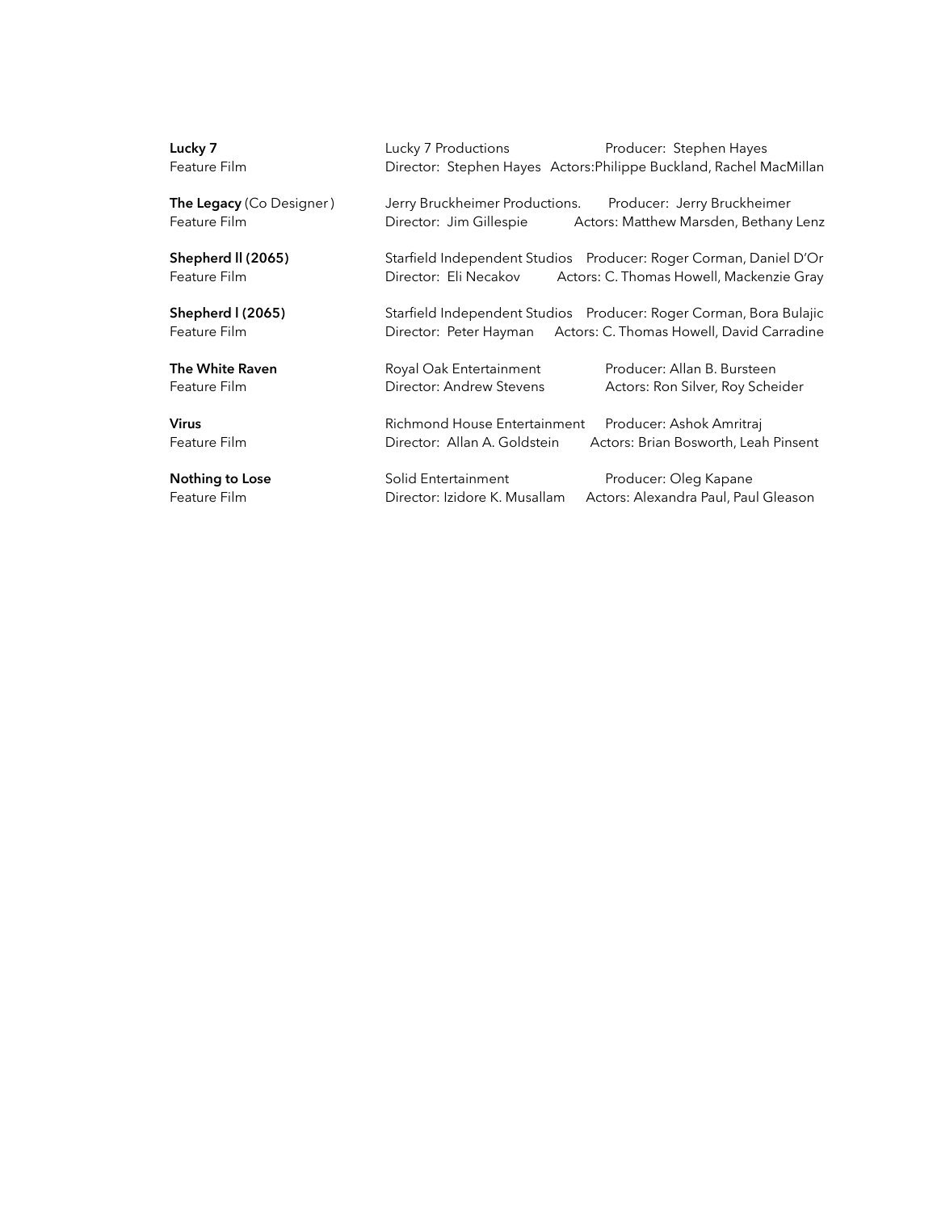| | | |
|---|---|---|
| **Lucky 7**<br>Feature Film | Lucky 7 Productions<br>Director: Stephen Hayes | Producer: Stephen Hayes<br>Actors:Philippe Buckland, Rachel MacMillan |
| **The Legacy** (Co Designer )<br>Feature Film | Jerry Bruckheimer Productions.<br>Director: Jim Gillespie | Producer: Jerry Bruckheimer<br>Actors: Matthew Marsden, Bethany Lenz |
| **Shepherd ll (2065)**<br>Feature Film | Starfield Independent Studios<br>Director: Eli Necakov | Producer: Roger Corman, Daniel D'Or<br>Actors: C. Thomas Howell, Mackenzie Gray |
| **Shepherd l (2065)**<br>Feature Film | Starfield Independent Studios<br>Director: Peter Hayman | Producer: Roger Corman, Bora Bulajic<br>Actors: C. Thomas Howell, David Carradine |
| **The White Raven**<br>Feature Film | Royal Oak Entertainment<br>Director: Andrew Stevens | Producer: Allan B. Bursteen<br>Actors: Ron Silver, Roy Scheider |
| **Virus**<br>Feature Film | Richmond House Entertainment<br>Director: Allan A. Goldstein | Producer: Ashok Amritraj<br>Actors: Brian Bosworth, Leah Pinsent |
| **Nothing to Lose**<br>Feature Film | Solid Entertainment<br>Director: Izidore K. Musallam | Producer: Oleg Kapane<br>Actors: Alexandra Paul, Paul Gleason |